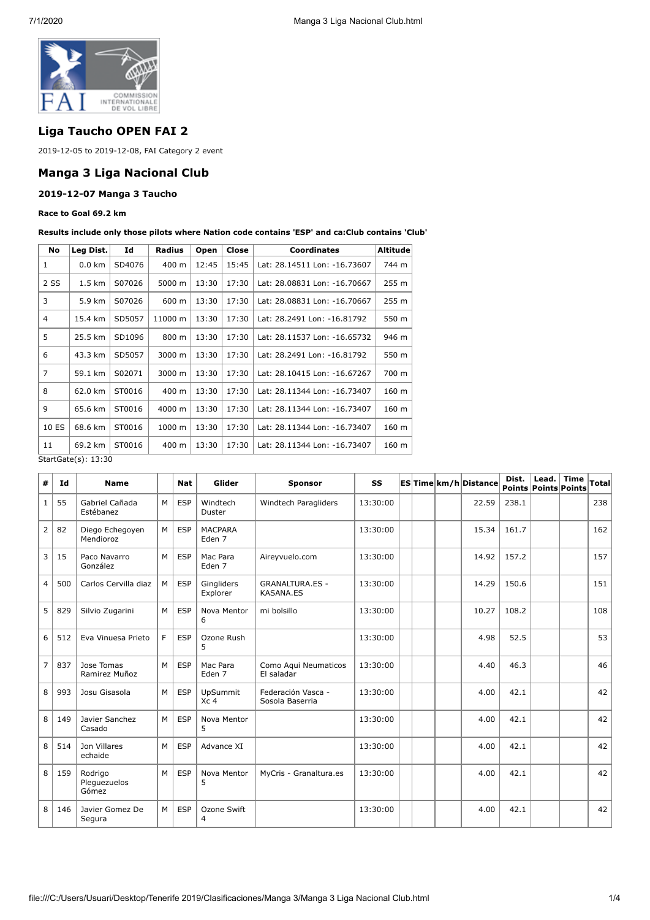## Liga Taucho OPEN FAI 2

2019-12-05 to 2019-12-08, FAI Category 2 event

## Manga 3 Liga Nacional Club

### 2019-12-07 Manga 3 Taucho

**Race to Goal 69.2 km**

**Results include only those pilots where Nation code contains 'ESP' and ca:Club contains 'Club'**

| No | Leg Dist. | Id | Radius | Open | Close | Coordinates | Altitude |
|---|---|---|---|---|---|---|---|
| 1 | 0.0 km | SD4076 | 400 m | 12:45 | 15:45 | Lat: 28.14511 Lon: -16.73607 | 744 m |
| 2 SS | 1.5 km | S07026 | 5000 m | 13:30 | 17:30 | Lat: 28.08831 Lon: -16.70667 | 255 m |
| 3 | 5.9 km | S07026 | 600 m | 13:30 | 17:30 | Lat: 28.08831 Lon: -16.70667 | 255 m |
| 4 | 15.4 km | SD5057 | 11000 m | 13:30 | 17:30 | Lat: 28.2491 Lon: -16.81792 | 550 m |
| 5 | 25.5 km | SD1096 | 800 m | 13:30 | 17:30 | Lat: 28.11537 Lon: -16.65732 | 946 m |
| 6 | 43.3 km | SD5057 | 3000 m | 13:30 | 17:30 | Lat: 28.2491 Lon: -16.81792 | 550 m |
| 7 | 59.1 km | S02071 | 3000 m | 13:30 | 17:30 | Lat: 28.10415 Lon: -16.67267 | 700 m |
| 8 | 62.0 km | ST0016 | 400 m | 13:30 | 17:30 | Lat: 28.11344 Lon: -16.73407 | 160 m |
| 9 | 65.6 km | ST0016 | 4000 m | 13:30 | 17:30 | Lat: 28.11344 Lon: -16.73407 | 160 m |
| 10 ES | 68.6 km | ST0016 | 1000 m | 13:30 | 17:30 | Lat: 28.11344 Lon: -16.73407 | 160 m |
| 11 | 69.2 km | ST0016 | 400 m | 13:30 | 17:30 | Lat: 28.11344 Lon: -16.73407 | 160 m |

StartGate(s): 13:30

| # | Id | Name | | Nat | Glider | Sponsor | SS | ES | Time | km/h | Distance | Dist. Points | Lead. Points | Time Points | Total |
|---|---|---|---|---|---|---|---|---|---|---|---|---|---|---|---|
| 1 | 55 | Gabriel Cañada Estébanez | M | ESP | Windtech Duster | Windtech Paragliders | 13:30:00 | | | | 22.59 | 238.1 | | | 238 |
| 2 | 82 | Diego Echegoyen Mendioroz | M | ESP | MACPARA Eden 7 | | 13:30:00 | | | | 15.34 | 161.7 | | | 162 |
| 3 | 15 | Paco Navarro González | M | ESP | Mac Para Eden 7 | Aireyvuelo.com | 13:30:00 | | | | 14.92 | 157.2 | | | 157 |
| 4 | 500 | Carlos Cervilla diaz | M | ESP | Gingliders Explorer | GRANALTURA.ES - KASANA.ES | 13:30:00 | | | | 14.29 | 150.6 | | | 151 |
| 5 | 829 | Silvio Zugarini | M | ESP | Nova Mentor 6 | mi bolsillo | 13:30:00 | | | | 10.27 | 108.2 | | | 108 |
| 6 | 512 | Eva Vinuesa Prieto | F | ESP | Ozone Rush 5 | | 13:30:00 | | | | 4.98 | 52.5 | | | 53 |
| 7 | 837 | Jose Tomas Ramirez Muñoz | M | ESP | Mac Para Eden 7 | Como Aqui Neumaticos El saladar | 13:30:00 | | | | 4.40 | 46.3 | | | 46 |
| 8 | 993 | Josu Gisasola | M | ESP | UpSummit Xc 4 | Federación Vasca - Sosola Baserria | 13:30:00 | | | | 4.00 | 42.1 | | | 42 |
| 8 | 149 | Javier Sanchez Casado | M | ESP | Nova Mentor 5 | | 13:30:00 | | | | 4.00 | 42.1 | | | 42 |
| 8 | 514 | Jon Villares echaide | M | ESP | Advance XI | | 13:30:00 | | | | 4.00 | 42.1 | | | 42 |
| 8 | 159 | Rodrigo Pleguezuelos Gómez | M | ESP | Nova Mentor 5 | MyCris - Granaltura.es | 13:30:00 | | | | 4.00 | 42.1 | | | 42 |
| 8 | 146 | Javier Gomez De Segura | M | ESP | Ozone Swift 4 | | 13:30:00 | | | | 4.00 | 42.1 | | | 42 |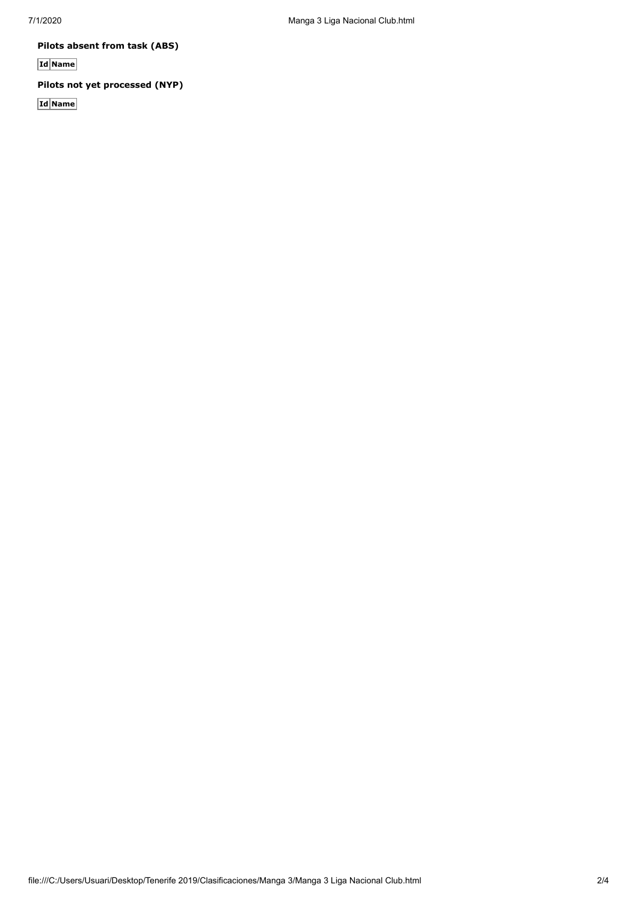**Pilots absent from task (ABS)**

| Id | Name |
| --- | --- |

**Pilots not yet processed (NYP)**

| Id | Name |
| --- | --- |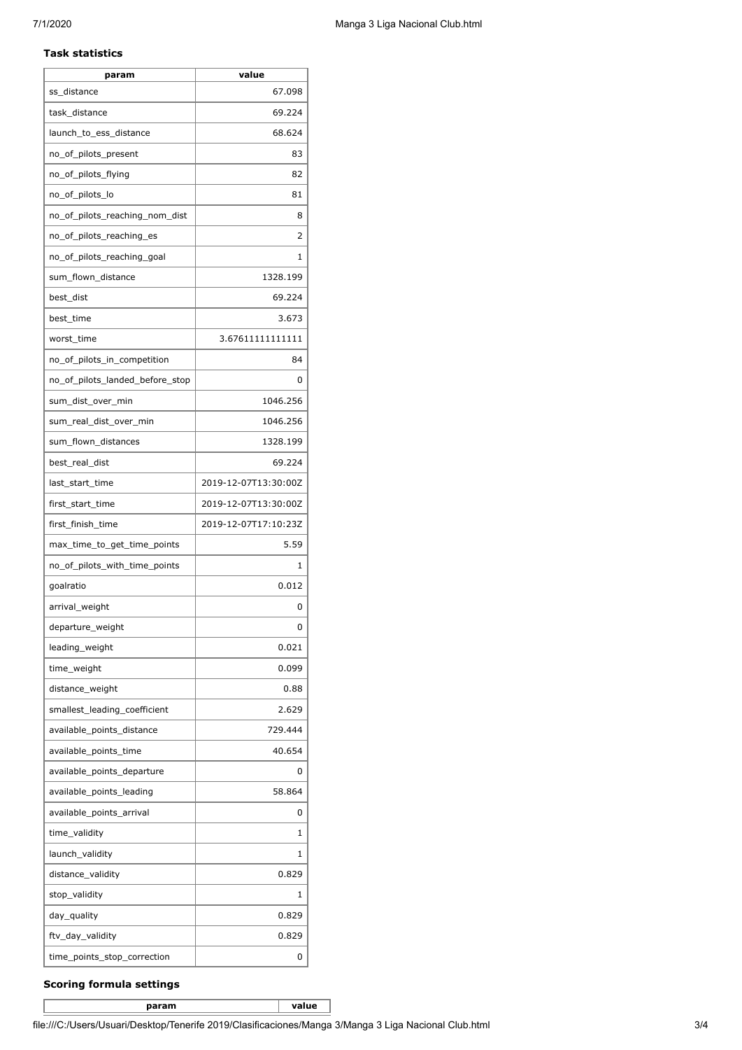**Task statistics**

| param | value |
|---|---|
| ss_distance | 67.098 |
| task_distance | 69.224 |
| launch_to_ess_distance | 68.624 |
| no_of_pilots_present | 83 |
| no_of_pilots_flying | 82 |
| no_of_pilots_lo | 81 |
| no_of_pilots_reaching_nom_dist | 8 |
| no_of_pilots_reaching_es | 2 |
| no_of_pilots_reaching_goal | 1 |
| sum_flown_distance | 1328.199 |
| best_dist | 69.224 |
| best_time | 3.673 |
| worst_time | 3.67611111111111 |
| no_of_pilots_in_competition | 84 |
| no_of_pilots_landed_before_stop | 0 |
| sum_dist_over_min | 1046.256 |
| sum_real_dist_over_min | 1046.256 |
| sum_flown_distances | 1328.199 |
| best_real_dist | 69.224 |
| last_start_time | 2019-12-07T13:30:00Z |
| first_start_time | 2019-12-07T13:30:00Z |
| first_finish_time | 2019-12-07T17:10:23Z |
| max_time_to_get_time_points | 5.59 |
| no_of_pilots_with_time_points | 1 |
| goalratio | 0.012 |
| arrival_weight | 0 |
| departure_weight | 0 |
| leading_weight | 0.021 |
| time_weight | 0.099 |
| distance_weight | 0.88 |
| smallest_leading_coefficient | 2.629 |
| available_points_distance | 729.444 |
| available_points_time | 40.654 |
| available_points_departure | 0 |
| available_points_leading | 58.864 |
| available_points_arrival | 0 |
| time_validity | 1 |
| launch_validity | 1 |
| distance_validity | 0.829 |
| stop_validity | 1 |
| day_quality | 0.829 |
| ftv_day_validity | 0.829 |
| time_points_stop_correction | 0 |

**Scoring formula settings**

| param | value |
|---|---|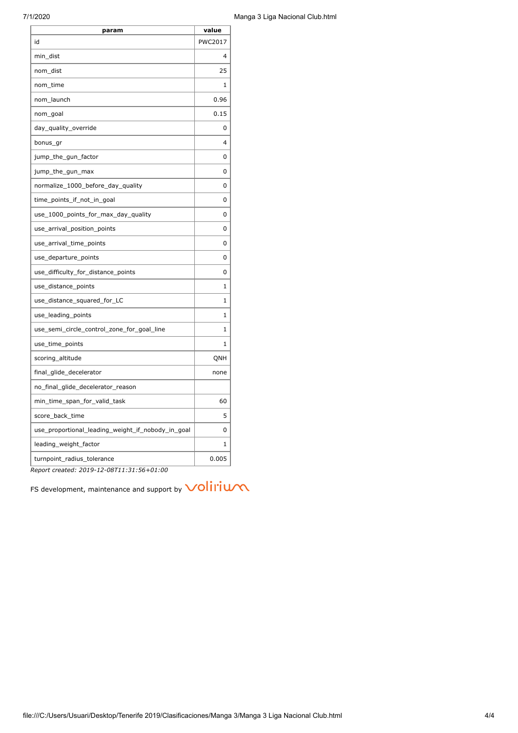| param | value |
| --- | --- |
| id | PWC2017 |
| min_dist | 4 |
| nom_dist | 25 |
| nom_time | 1 |
| nom_launch | 0.96 |
| nom_goal | 0.15 |
| day_quality_override | 0 |
| bonus_gr | 4 |
| jump_the_gun_factor | 0 |
| jump_the_gun_max | 0 |
| normalize_1000_before_day_quality | 0 |
| time_points_if_not_in_goal | 0 |
| use_1000_points_for_max_day_quality | 0 |
| use_arrival_position_points | 0 |
| use_arrival_time_points | 0 |
| use_departure_points | 0 |
| use_difficulty_for_distance_points | 0 |
| use_distance_points | 1 |
| use_distance_squared_for_LC | 1 |
| use_leading_points | 1 |
| use_semi_circle_control_zone_for_goal_line | 1 |
| use_time_points | 1 |
| scoring_altitude | QNH |
| final_glide_decelerator | none |
| no_final_glide_decelerator_reason | |
| min_time_span_for_valid_task | 60 |
| score_back_time | 5 |
| use_proportional_leading_weight_if_nobody_in_goal | 0 |
| leading_weight_factor | 1 |
| turnpoint_radius_tolerance | 0.005 |

*Report created: 2019-12-08T11:31:56+01:00*

FS development, maintenance and support by volirium